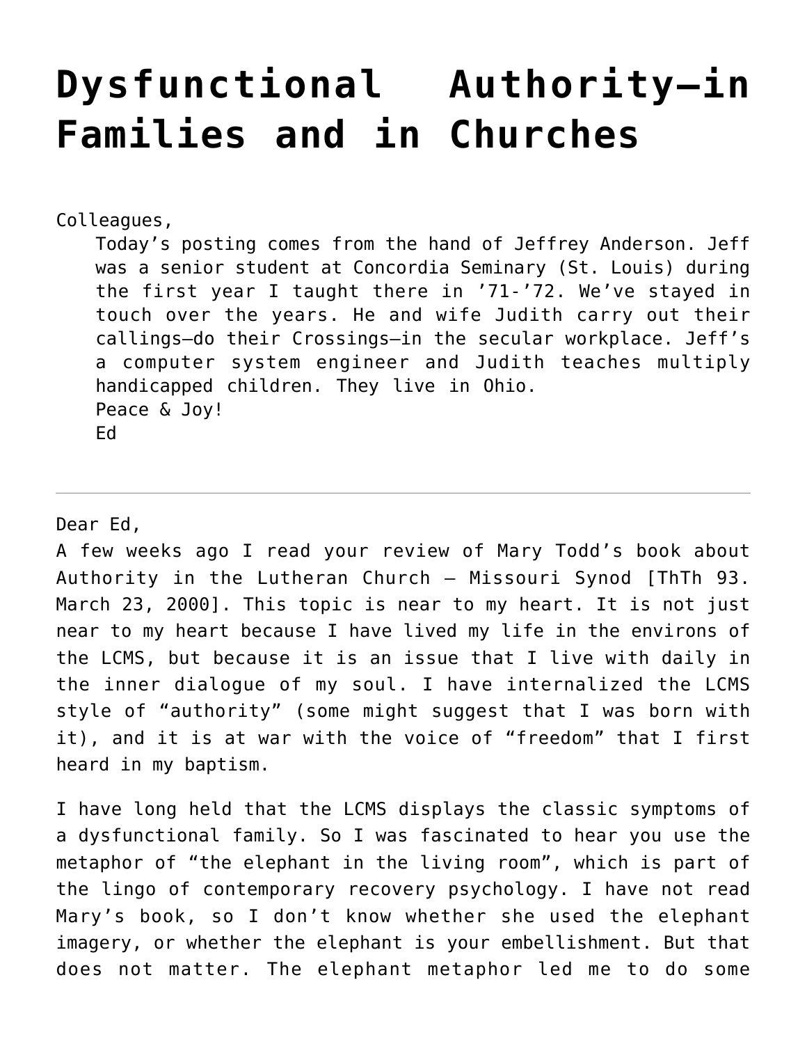# Dysfunctional Authority—in Families and in Churches

Colleagues,

Today's posting comes from the hand of Jeffrey Anderson. Jeff was a senior student at Concordia Seminary (St. Louis) during the first year I taught there in '71-'72. We've stayed in touch over the years. He and wife Judith carry out their callings—do their Crossings—in the secular workplace. Jeff's a computer system engineer and Judith teaches multiply handicapped children. They live in Ohio.

Peace & Joy!

Ed

---

Dear Ed,

A few weeks ago I read your review of Mary Todd's book about Authority in the Lutheran Church – Missouri Synod [ThTh 93. March 23, 2000]. This topic is near to my heart. It is not just near to my heart because I have lived my life in the environs of the LCMS, but because it is an issue that I live with daily in the inner dialogue of my soul. I have internalized the LCMS style of "authority" (some might suggest that I was born with it), and it is at war with the voice of "freedom" that I first heard in my baptism.

I have long held that the LCMS displays the classic symptoms of a dysfunctional family. So I was fascinated to hear you use the metaphor of "the elephant in the living room", which is part of the lingo of contemporary recovery psychology. I have not read Mary's book, so I don't know whether she used the elephant imagery, or whether the elephant is your embellishment. But that does not matter. The elephant metaphor led me to do some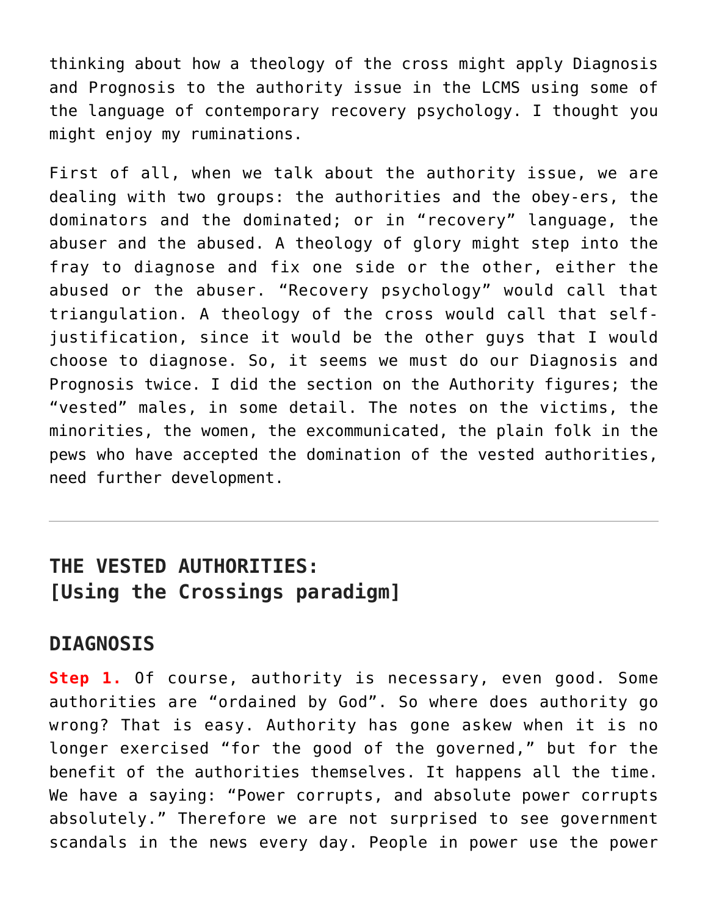thinking about how a theology of the cross might apply Diagnosis and Prognosis to the authority issue in the LCMS using some of the language of contemporary recovery psychology. I thought you might enjoy my ruminations.

First of all, when we talk about the authority issue, we are dealing with two groups: the authorities and the obey-ers, the dominators and the dominated; or in "recovery" language, the abuser and the abused. A theology of glory might step into the fray to diagnose and fix one side or the other, either the abused or the abuser. "Recovery psychology" would call that triangulation. A theology of the cross would call that self-justification, since it would be the other guys that I would choose to diagnose. So, it seems we must do our Diagnosis and Prognosis twice. I did the section on the Authority figures; the "vested" males, in some detail. The notes on the victims, the minorities, the women, the excommunicated, the plain folk in the pews who have accepted the domination of the vested authorities, need further development.

---

## THE VESTED AUTHORITIES: [Using the Crossings paradigm]

### DIAGNOSIS

**Step 1.** Of course, authority is necessary, even good. Some authorities are "ordained by God". So where does authority go wrong? That is easy. Authority has gone askew when it is no longer exercised "for the good of the governed," but for the benefit of the authorities themselves. It happens all the time. We have a saying: "Power corrupts, and absolute power corrupts absolutely." Therefore we are not surprised to see government scandals in the news every day. People in power use the power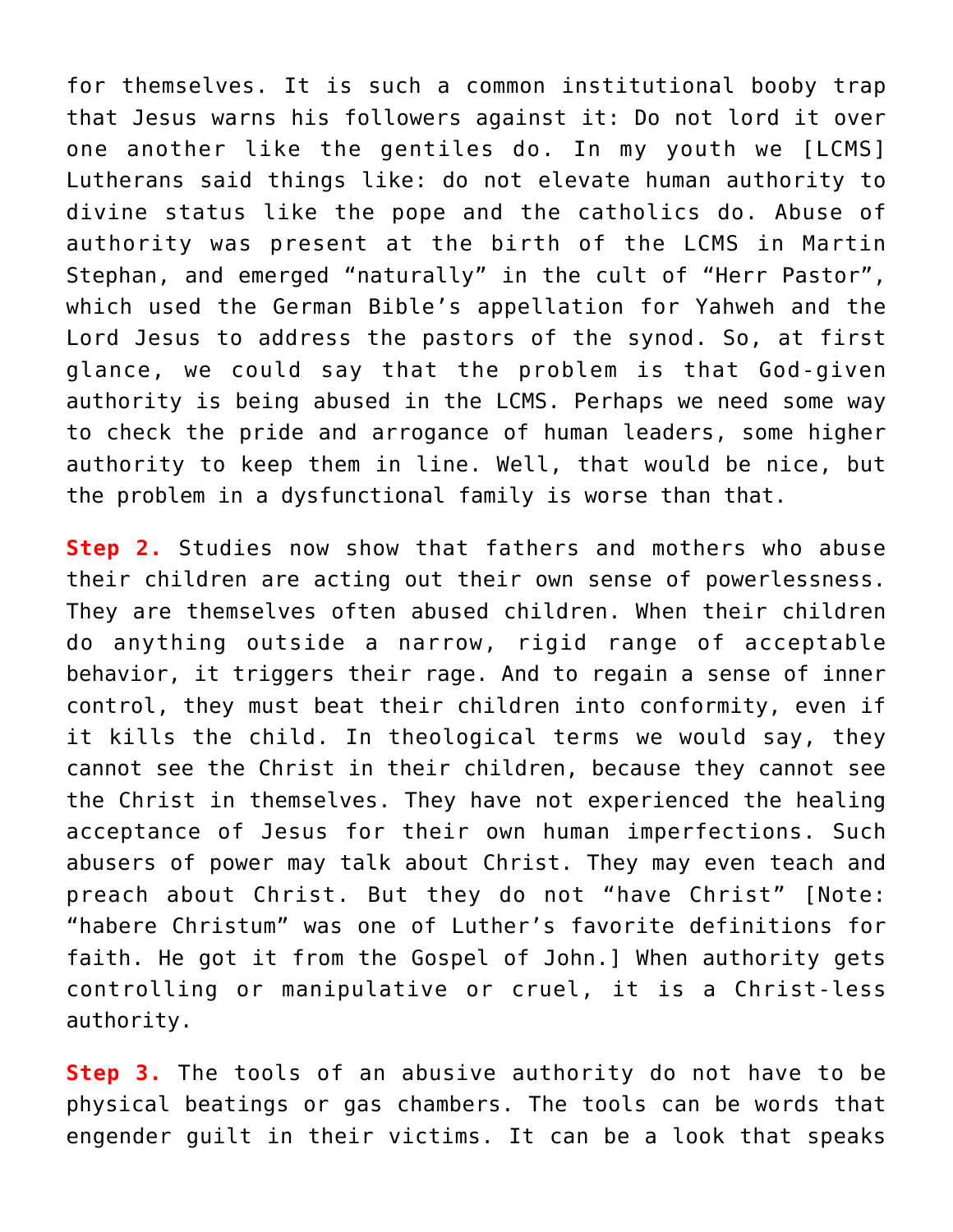for themselves. It is such a common institutional booby trap that Jesus warns his followers against it: Do not lord it over one another like the gentiles do. In my youth we [LCMS] Lutherans said things like: do not elevate human authority to divine status like the pope and the catholics do. Abuse of authority was present at the birth of the LCMS in Martin Stephan, and emerged "naturally" in the cult of "Herr Pastor", which used the German Bible's appellation for Yahweh and the Lord Jesus to address the pastors of the synod. So, at first glance, we could say that the problem is that God-given authority is being abused in the LCMS. Perhaps we need some way to check the pride and arrogance of human leaders, some higher authority to keep them in line. Well, that would be nice, but the problem in a dysfunctional family is worse than that.

**Step 2.** Studies now show that fathers and mothers who abuse their children are acting out their own sense of powerlessness. They are themselves often abused children. When their children do anything outside a narrow, rigid range of acceptable behavior, it triggers their rage. And to regain a sense of inner control, they must beat their children into conformity, even if it kills the child. In theological terms we would say, they cannot see the Christ in their children, because they cannot see the Christ in themselves. They have not experienced the healing acceptance of Jesus for their own human imperfections. Such abusers of power may talk about Christ. They may even teach and preach about Christ. But they do not "have Christ" [Note: "habere Christum" was one of Luther's favorite definitions for faith. He got it from the Gospel of John.] When authority gets controlling or manipulative or cruel, it is a Christ-less authority.

**Step 3.** The tools of an abusive authority do not have to be physical beatings or gas chambers. The tools can be words that engender guilt in their victims. It can be a look that speaks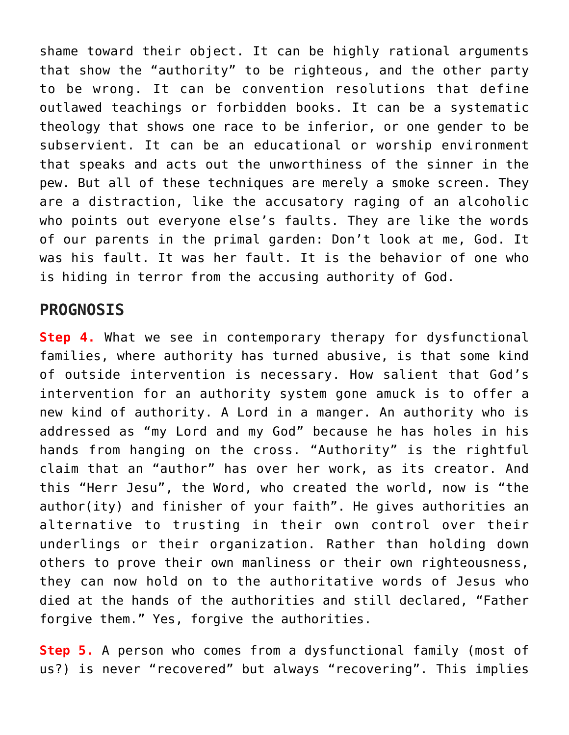shame toward their object. It can be highly rational arguments that show the "authority" to be righteous, and the other party to be wrong. It can be convention resolutions that define outlawed teachings or forbidden books. It can be a systematic theology that shows one race to be inferior, or one gender to be subservient. It can be an educational or worship environment that speaks and acts out the unworthiness of the sinner in the pew. But all of these techniques are merely a smoke screen. They are a distraction, like the accusatory raging of an alcoholic who points out everyone else's faults. They are like the words of our parents in the primal garden: Don't look at me, God. It was his fault. It was her fault. It is the behavior of one who is hiding in terror from the accusing authority of God.

## PROGNOSIS

**Step 4.** What we see in contemporary therapy for dysfunctional families, where authority has turned abusive, is that some kind of outside intervention is necessary. How salient that God's intervention for an authority system gone amuck is to offer a new kind of authority. A Lord in a manger. An authority who is addressed as "my Lord and my God" because he has holes in his hands from hanging on the cross. "Authority" is the rightful claim that an "author" has over her work, as its creator. And this "Herr Jesu", the Word, who created the world, now is "the author(ity) and finisher of your faith". He gives authorities an alternative to trusting in their own control over their underlings or their organization. Rather than holding down others to prove their own manliness or their own righteousness, they can now hold on to the authoritative words of Jesus who died at the hands of the authorities and still declared, "Father forgive them." Yes, forgive the authorities.

**Step 5.** A person who comes from a dysfunctional family (most of us?) is never "recovered" but always "recovering". This implies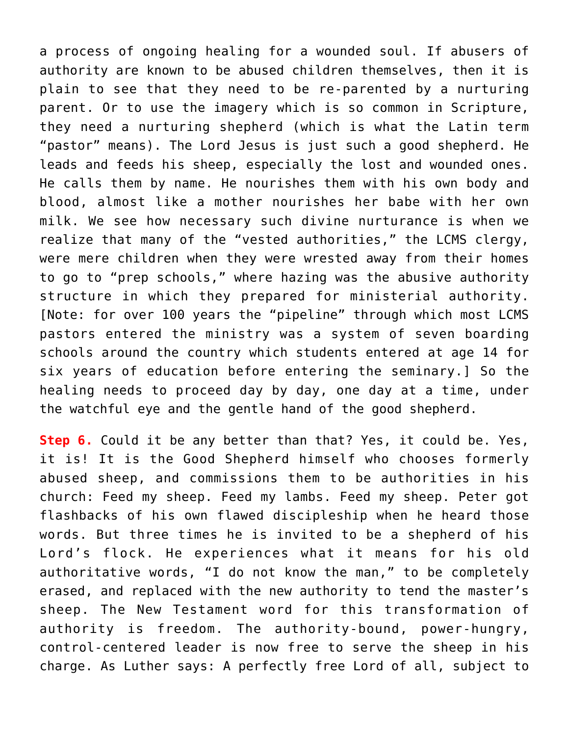a process of ongoing healing for a wounded soul. If abusers of authority are known to be abused children themselves, then it is plain to see that they need to be re-parented by a nurturing parent. Or to use the imagery which is so common in Scripture, they need a nurturing shepherd (which is what the Latin term “pastor” means). The Lord Jesus is just such a good shepherd. He leads and feeds his sheep, especially the lost and wounded ones. He calls them by name. He nourishes them with his own body and blood, almost like a mother nourishes her babe with her own milk. We see how necessary such divine nurturance is when we realize that many of the “vested authorities,” the LCMS clergy, were mere children when they were wrested away from their homes to go to “prep schools,” where hazing was the abusive authority structure in which they prepared for ministerial authority. [Note: for over 100 years the “pipeline” through which most LCMS pastors entered the ministry was a system of seven boarding schools around the country which students entered at age 14 for six years of education before entering the seminary.] So the healing needs to proceed day by day, one day at a time, under the watchful eye and the gentle hand of the good shepherd.

**Step 6.** Could it be any better than that? Yes, it could be. Yes, it is! It is the Good Shepherd himself who chooses formerly abused sheep, and commissions them to be authorities in his church: Feed my sheep. Feed my lambs. Feed my sheep. Peter got flashbacks of his own flawed discipleship when he heard those words. But three times he is invited to be a shepherd of his Lord’s flock. He experiences what it means for his old authoritative words, “I do not know the man,” to be completely erased, and replaced with the new authority to tend the master’s sheep. The New Testament word for this transformation of authority is freedom. The authority-bound, power-hungry, control-centered leader is now free to serve the sheep in his charge. As Luther says: A perfectly free Lord of all, subject to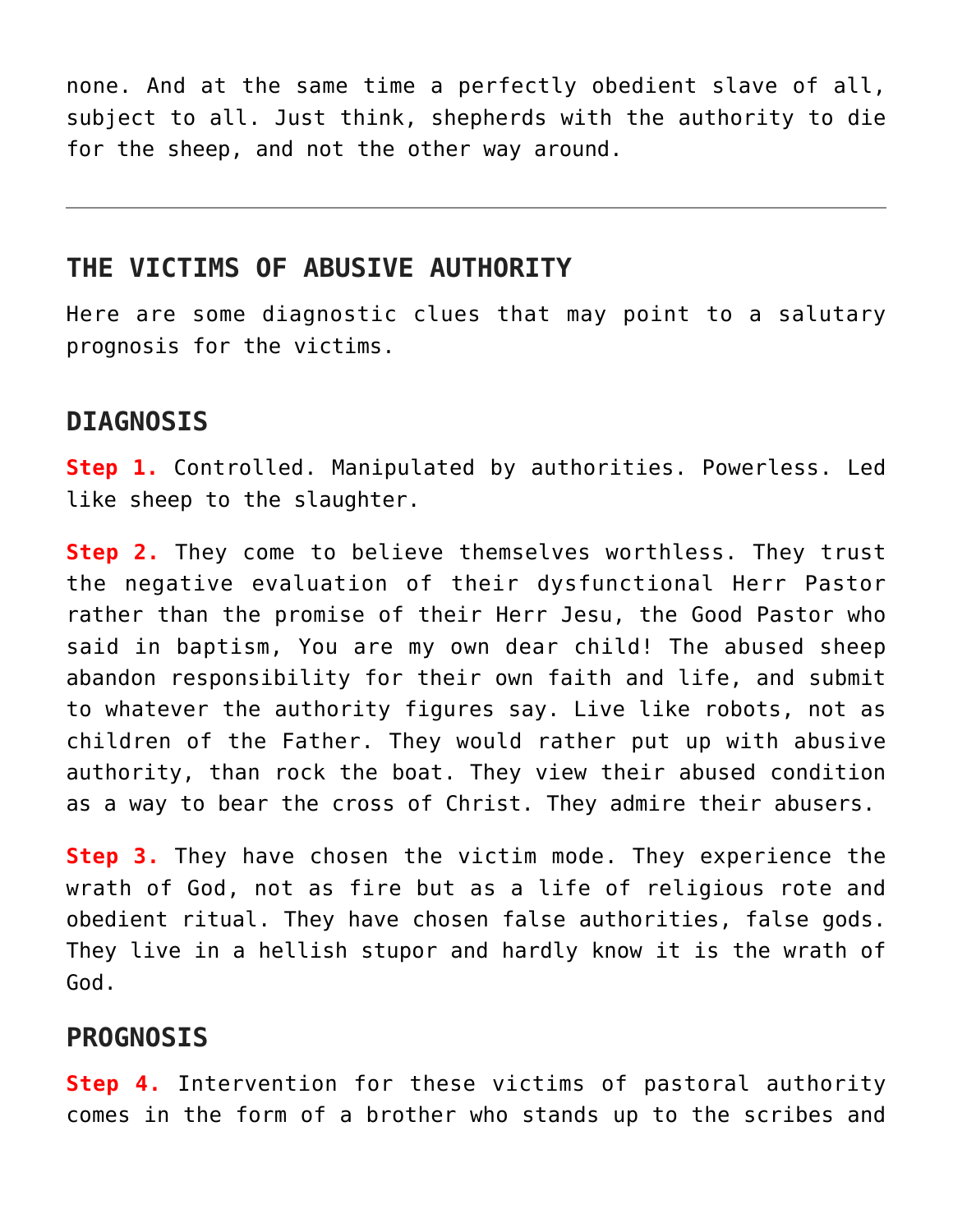none. And at the same time a perfectly obedient slave of all, subject to all. Just think, shepherds with the authority to die for the sheep, and not the other way around.

---

## THE VICTIMS OF ABUSIVE AUTHORITY

Here are some diagnostic clues that may point to a salutary prognosis for the victims.

### DIAGNOSIS

**Step 1.** Controlled. Manipulated by authorities. Powerless. Led like sheep to the slaughter.

**Step 2.** They come to believe themselves worthless. They trust the negative evaluation of their dysfunctional Herr Pastor rather than the promise of their Herr Jesu, the Good Pastor who said in baptism, You are my own dear child! The abused sheep abandon responsibility for their own faith and life, and submit to whatever the authority figures say. Live like robots, not as children of the Father. They would rather put up with abusive authority, than rock the boat. They view their abused condition as a way to bear the cross of Christ. They admire their abusers.

**Step 3.** They have chosen the victim mode. They experience the wrath of God, not as fire but as a life of religious rote and obedient ritual. They have chosen false authorities, false gods. They live in a hellish stupor and hardly know it is the wrath of God.

### PROGNOSIS

**Step 4.** Intervention for these victims of pastoral authority comes in the form of a brother who stands up to the scribes and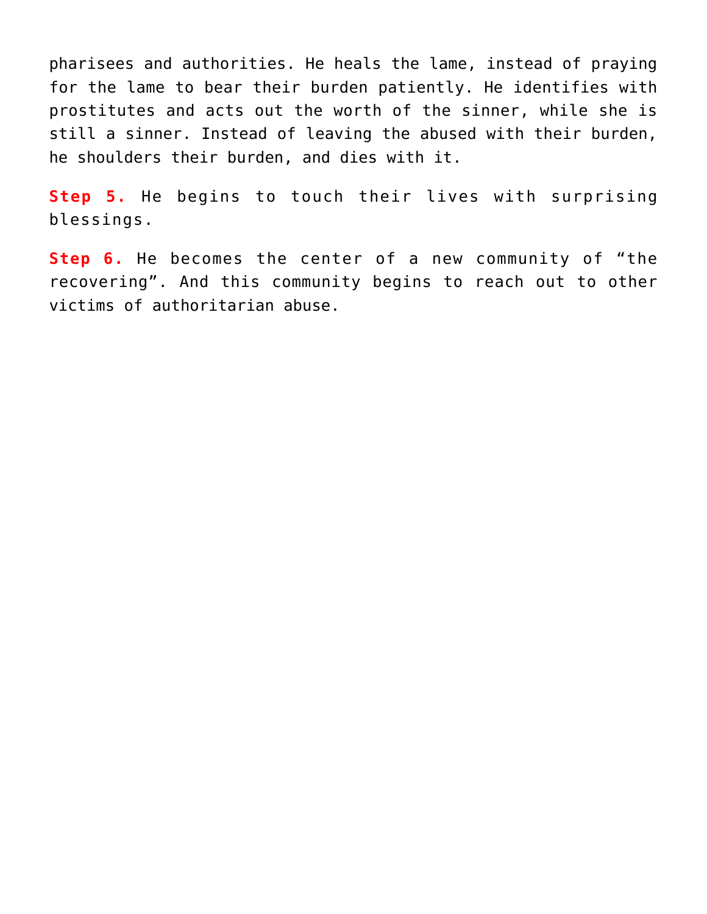pharisees and authorities. He heals the lame, instead of praying for the lame to bear their burden patiently. He identifies with prostitutes and acts out the worth of the sinner, while she is still a sinner. Instead of leaving the abused with their burden, he shoulders their burden, and dies with it.

**Step 5.** He begins to touch their lives with surprising blessings.

**Step 6.** He becomes the center of a new community of “the recovering”. And this community begins to reach out to other victims of authoritarian abuse.